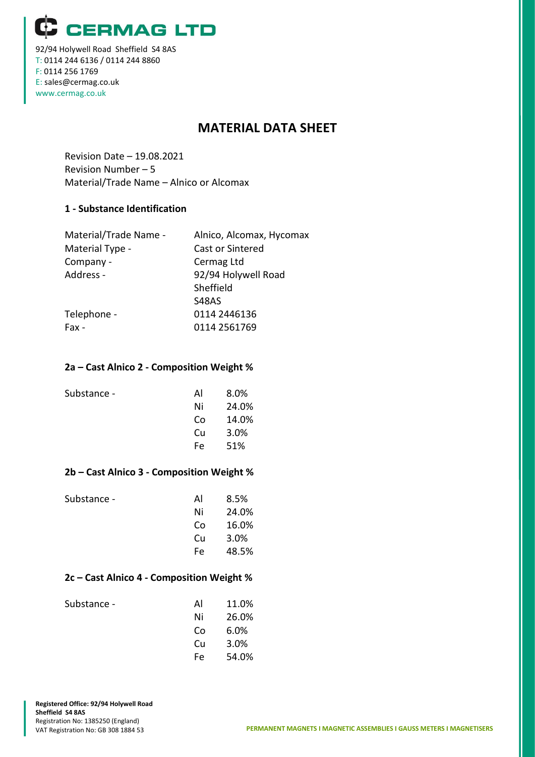# CERMAG LTD

92/94 Holywell Road Sheffield S4 8AS
T: 0114 244 6136 / 0114 244 8860
F: 0114 256 1769
E: sales@cermag.co.uk
www.cermag.co.uk

## MATERIAL DATA SHEET

Revision Date – 19.08.2021
Revision Number – 5
Material/Trade Name – Alnico or Alcomax

### 1 - Substance Identification

| | |
|---|---|
| Material/Trade Name - | Alnico, Alcomax, Hycomax |
| Material Type - | Cast or Sintered |
| Company - | Cermag Ltd |
| Address - | 92/94 Holywell Road<br>Sheffield<br>S48AS |
| Telephone - | 0114 2446136 |
| Fax - | 0114 2561769 |

### 2a – Cast Alnico 2 - Composition Weight %

| Substance - | | |
|---|---|---|
| | Al | 8.0% |
| | Ni | 24.0% |
| | Co | 14.0% |
| | Cu | 3.0% |
| | Fe | 51% |

### 2b – Cast Alnico 3 - Composition Weight %

| Substance - | | |
|---|---|---|
| | Al | 8.5% |
| | Ni | 24.0% |
| | Co | 16.0% |
| | Cu | 3.0% |
| | Fe | 48.5% |

### 2c – Cast Alnico 4 - Composition Weight %

| Substance - | | |
|---|---|---|
| | Al | 11.0% |
| | Ni | 26.0% |
| | Co | 6.0% |
| | Cu | 3.0% |
| | Fe | 54.0% |

**Registered Office: 92/94 Holywell Road**
**Sheffield S4 8AS**
Registration No: 1385250 (England)
VAT Registration No: GB 308 1884 53

PERMANENT MAGNETS I MAGNETIC ASSEMBLIES I GAUSS METERS I MAGNETISERS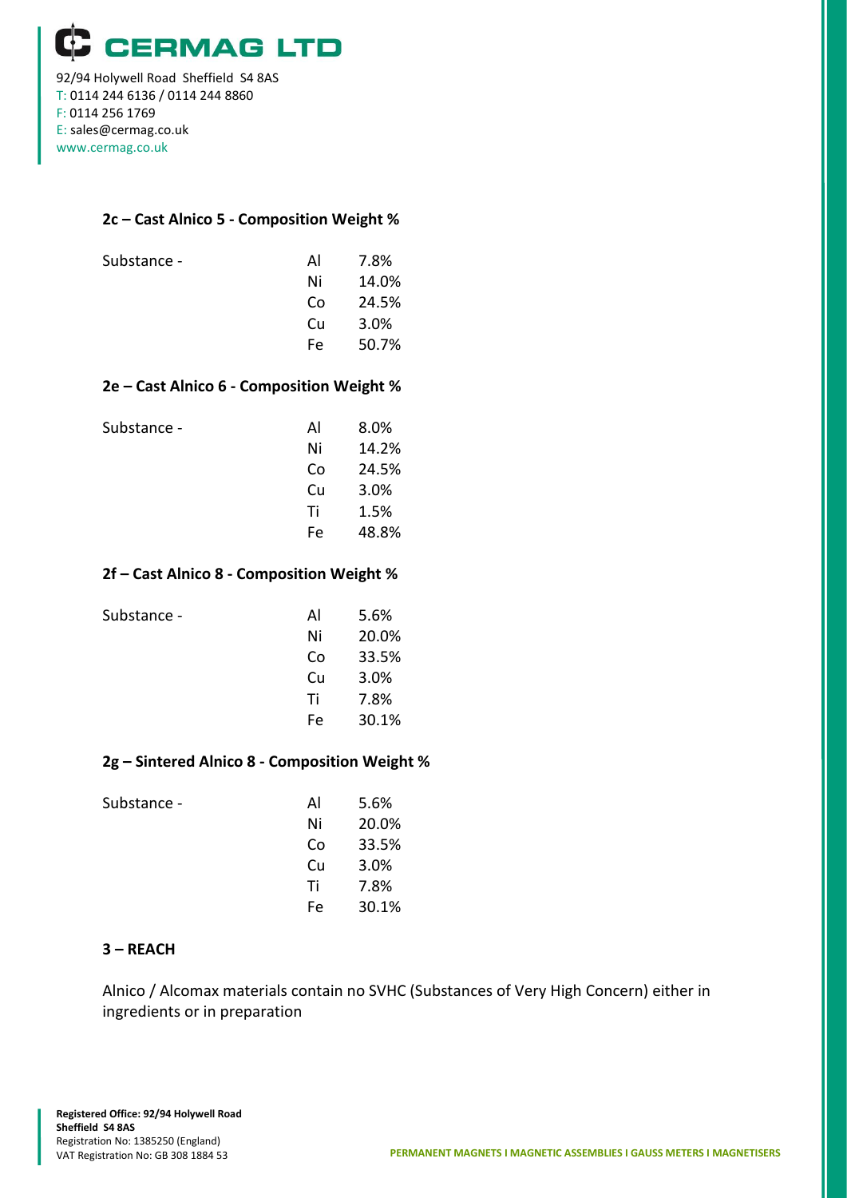#### 2c – Cast Alnico 5 - Composition Weight %

| Substance - | | |
|---|---|---|
| | Al | 7.8% |
| | Ni | 14.0% |
| | Co | 24.5% |
| | Cu | 3.0% |
| | Fe | 50.7% |

#### 2e – Cast Alnico 6 - Composition Weight %

| Substance - | | |
|---|---|---|
| | Al | 8.0% |
| | Ni | 14.2% |
| | Co | 24.5% |
| | Cu | 3.0% |
| | Ti | 1.5% |
| | Fe | 48.8% |

#### 2f – Cast Alnico 8 - Composition Weight %

| Substance - | | |
|---|---|---|
| | Al | 5.6% |
| | Ni | 20.0% |
| | Co | 33.5% |
| | Cu | 3.0% |
| | Ti | 7.8% |
| | Fe | 30.1% |

#### 2g – Sintered Alnico 8 - Composition Weight %

| Substance - | | |
|---|---|---|
| | Al | 5.6% |
| | Ni | 20.0% |
| | Co | 33.5% |
| | Cu | 3.0% |
| | Ti | 7.8% |
| | Fe | 30.1% |

#### 3 – REACH

Alnico / Alcomax materials contain no SVHC (Substances of Very High Concern) either in ingredients or in preparation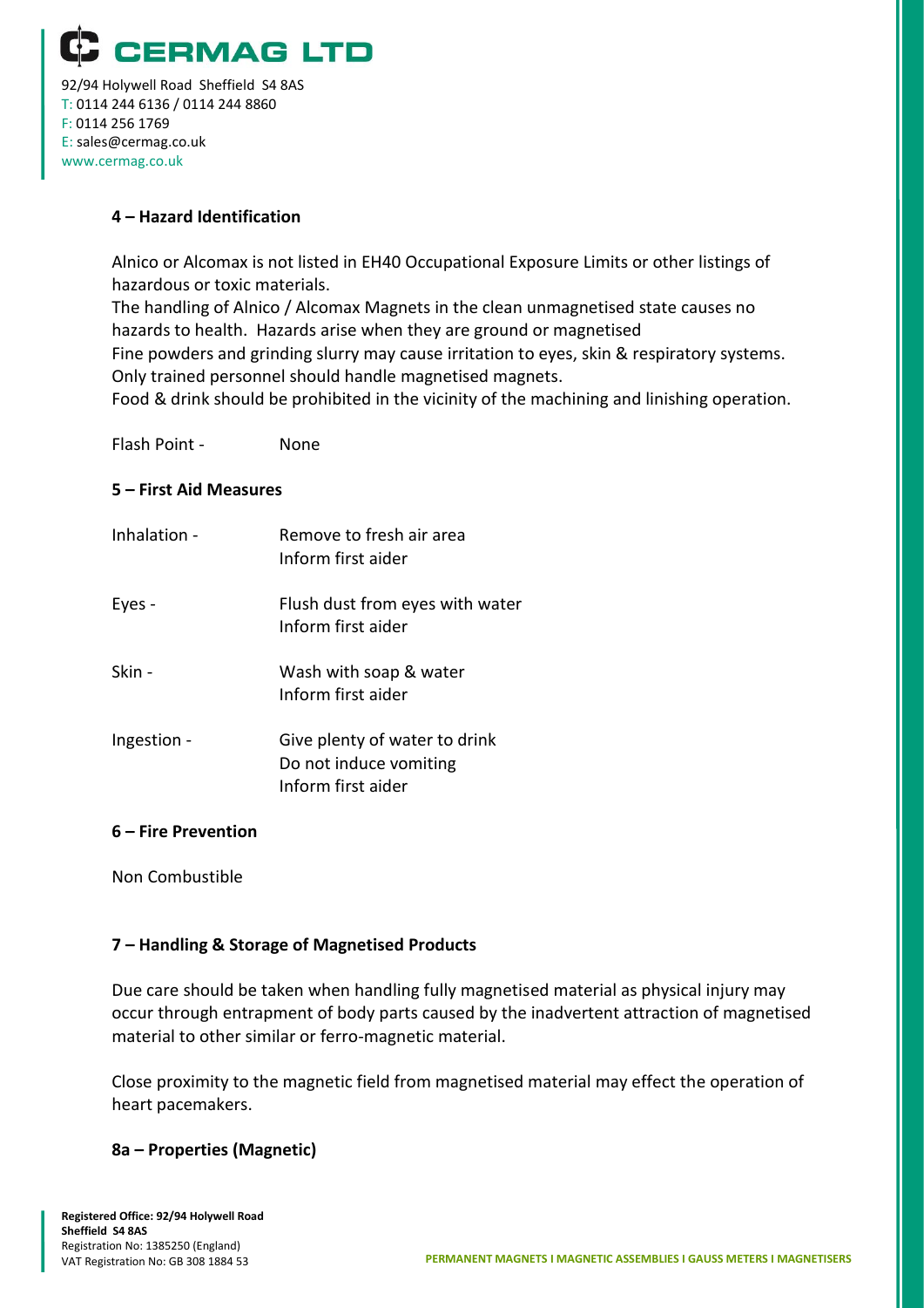## 4 – Hazard Identification

Alnico or Alcomax is not listed in EH40 Occupational Exposure Limits or other listings of hazardous or toxic materials.

The handling of Alnico / Alcomax Magnets in the clean unmagnetised state causes no hazards to health. Hazards arise when they are ground or magnetised

Fine powders and grinding slurry may cause irritation to eyes, skin & respiratory systems.

Only trained personnel should handle magnetised magnets.

Food & drink should be prohibited in the vicinity of the machining and linishing operation.

Flash Point - None

## 5 – First Aid Measures

| | |
|---|---|
| Inhalation - | Remove to fresh air area<br>Inform first aider |
| Eyes - | Flush dust from eyes with water<br>Inform first aider |
| Skin - | Wash with soap & water<br>Inform first aider |
| Ingestion - | Give plenty of water to drink<br>Do not induce vomiting<br>Inform first aider |

## 6 – Fire Prevention

Non Combustible

## 7 – Handling & Storage of Magnetised Products

Due care should be taken when handling fully magnetised material as physical injury may occur through entrapment of body parts caused by the inadvertent attraction of magnetised material to other similar or ferro-magnetic material.

Close proximity to the magnetic field from magnetised material may effect the operation of heart pacemakers.

## 8a – Properties (Magnetic)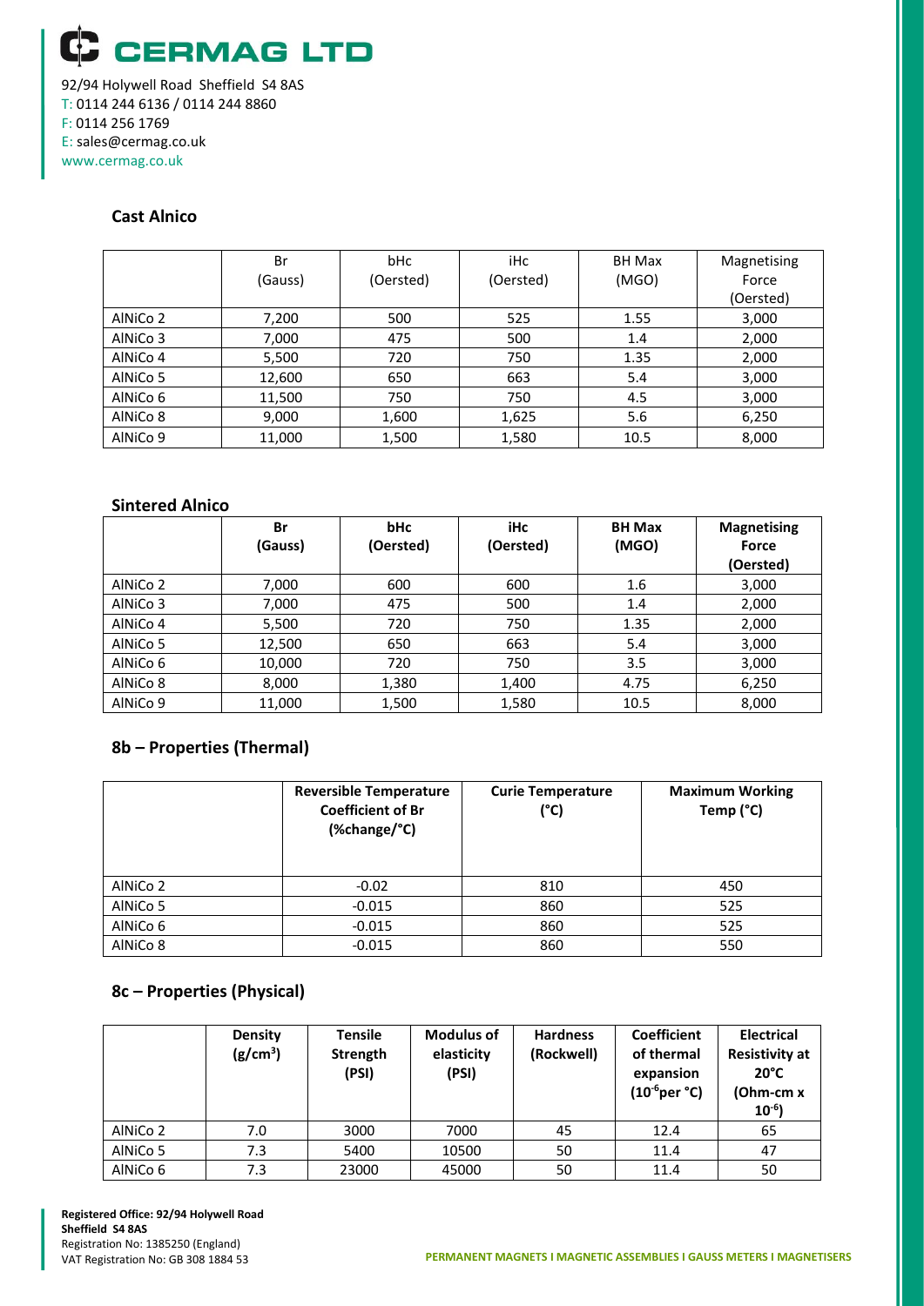# CERMAG LTD

92/94 Holywell Road Sheffield S4 8AS
T: 0114 244 6136 / 0114 244 8860
F: 0114 256 1769
E: sales@cermag.co.uk
www.cermag.co.uk

## Cast Alnico

| | Br (Gauss) | bHc (Oersted) | iHc (Oersted) | BH Max (MGO) | Magnetising Force (Oersted) |
|---|---|---|---|---|---|
| AlNiCo 2 | 7,200 | 500 | 525 | 1.55 | 3,000 |
| AlNiCo 3 | 7,000 | 475 | 500 | 1.4 | 2,000 |
| AlNiCo 4 | 5,500 | 720 | 750 | 1.35 | 2,000 |
| AlNiCo 5 | 12,600 | 650 | 663 | 5.4 | 3,000 |
| AlNiCo 6 | 11,500 | 750 | 750 | 4.5 | 3,000 |
| AlNiCo 8 | 9,000 | 1,600 | 1,625 | 5.6 | 6,250 |
| AlNiCo 9 | 11,000 | 1,500 | 1,580 | 10.5 | 8,000 |

## Sintered Alnico

| | **Br (Gauss)** | **bHc (Oersted)** | **iHc (Oersted)** | **BH Max (MGO)** | **Magnetising Force (Oersted)** |
|---|---|---|---|---|---|
| AlNiCo 2 | 7,000 | 600 | 600 | 1.6 | 3,000 |
| AlNiCo 3 | 7,000 | 475 | 500 | 1.4 | 2,000 |
| AlNiCo 4 | 5,500 | 720 | 750 | 1.35 | 2,000 |
| AlNiCo 5 | 12,500 | 650 | 663 | 5.4 | 3,000 |
| AlNiCo 6 | 10,000 | 720 | 750 | 3.5 | 3,000 |
| AlNiCo 8 | 8,000 | 1,380 | 1,400 | 4.75 | 6,250 |
| AlNiCo 9 | 11,000 | 1,500 | 1,580 | 10.5 | 8,000 |

## 8b – Properties (Thermal)

| | **Reversible Temperature Coefficient of Br (%change/°C)** | **Curie Temperature (°C)** | **Maximum Working Temp (°C)** |
|---|---|---|---|
| AlNiCo 2 | -0.02 | 810 | 450 |
| AlNiCo 5 | -0.015 | 860 | 525 |
| AlNiCo 6 | -0.015 | 860 | 525 |
| AlNiCo 8 | -0.015 | 860 | 550 |

## 8c – Properties (Physical)

| | **Density ($g/cm^3$)** | **Tensile Strength (PSI)** | **Modulus of elasticity (PSI)** | **Hardness (Rockwell)** | **Coefficient of thermal expansion ($10^{-6}$ per °C)** | **Electrical Resistivity at 20°C (Ohm-cm x $10^{-6}$)** |
|---|---|---|---|---|---|---|
| AlNiCo 2 | 7.0 | 3000 | 7000 | 45 | 12.4 | 65 |
| AlNiCo 5 | 7.3 | 5400 | 10500 | 50 | 11.4 | 47 |
| AlNiCo 6 | 7.3 | 23000 | 45000 | 50 | 11.4 | 50 |

**Registered Office: 92/94 Holywell Road Sheffield S4 8AS**
Registration No: 1385250 (England)
VAT Registration No: GB 308 1884 53

**PERMANENT MAGNETS I MAGNETIC ASSEMBLIES I GAUSS METERS I MAGNETISERS**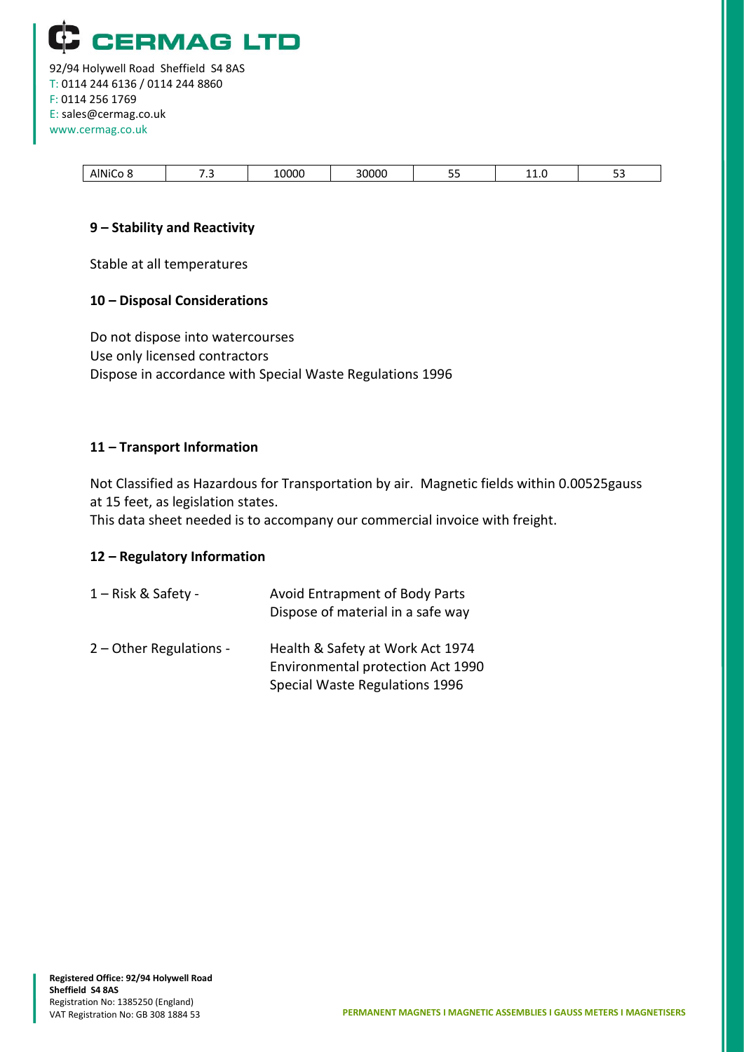| | | | | | | |
|---|---|---|---|---|---|---|
| AlNiCo 8 | 7.3 | 10000 | 30000 | 55 | 11.0 | 53 |

## 9 – Stability and Reactivity

Stable at all temperatures

## 10 – Disposal Considerations

Do not dispose into watercourses
Use only licensed contractors
Dispose in accordance with Special Waste Regulations 1996

## 11 – Transport Information

Not Classified as Hazardous for Transportation by air. Magnetic fields within 0.00525gauss at 15 feet, as legislation states.
This data sheet needed is to accompany our commercial invoice with freight.

## 12 – Regulatory Information

1 – Risk & Safety - Avoid Entrapment of Body Parts
Dispose of material in a safe way

2 – Other Regulations - Health & Safety at Work Act 1974
Environmental protection Act 1990
Special Waste Regulations 1996